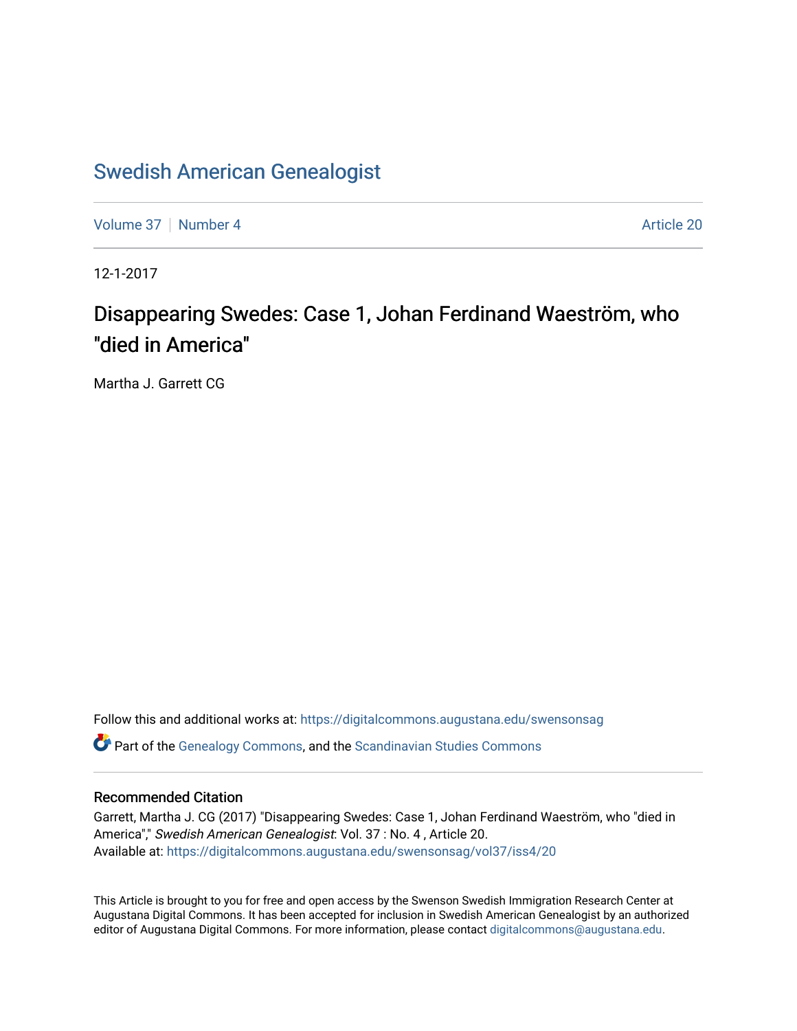# Swedish American Genealogist

Volume 37 | Number 4 Article 20

12-1-2017

## Disappearing Swedes: Case 1, Johan Ferdinand Waeström, who "died in America"

Martha J. Garrett CG

Follow this and additional works at: https://digitalcommons.augustana.edu/swensonsag

Part of the Genealogy Commons, and the Scandinavian Studies Commons

### Recommended Citation

Garrett, Martha J. CG (2017) "Disappearing Swedes: Case 1, Johan Ferdinand Waeström, who "died in America"," *Swedish American Genealogist*: Vol. 37 : No. 4 , Article 20.
Available at: https://digitalcommons.augustana.edu/swensonsag/vol37/iss4/20

This Article is brought to you for free and open access by the Swenson Swedish Immigration Research Center at Augustana Digital Commons. It has been accepted for inclusion in Swedish American Genealogist by an authorized editor of Augustana Digital Commons. For more information, please contact digitalcommons@augustana.edu.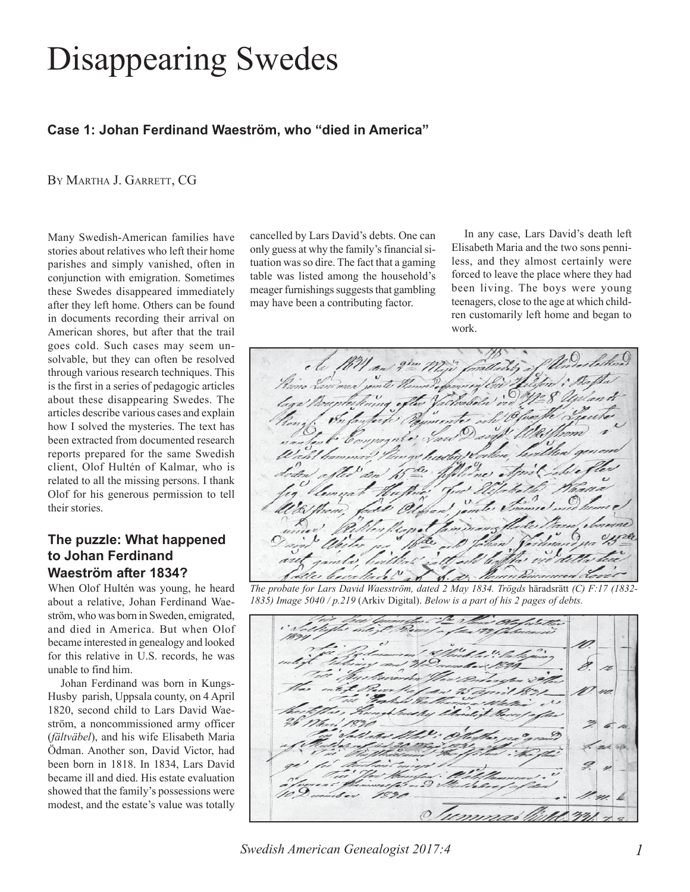# Disappearing Swedes

### Case 1: Johan Ferdinand Waeström, who "died in America"

By Martha J. Garrett, CG

Many Swedish-American families have stories about relatives who left their home parishes and simply vanished, often in conjunction with emigration. Sometimes these Swedes disappeared immediately after they left home. Others can be found in documents recording their arrival on American shores, but after that the trail goes cold. Such cases may seem unsolvable, but they can often be resolved through various research techniques. This is the first in a series of pedagogic articles about these disappearing Swedes. The articles describe various cases and explain how I solved the mysteries. The text has been extracted from documented research reports prepared for the same Swedish client, Olof Hultén of Kalmar, who is related to all the missing persons. I thank Olof for his generous permission to tell their stories.

## The puzzle: What happened to Johan Ferdinand Waeström after 1834?

When Olof Hultén was young, he heard about a relative, Johan Ferdinand Waeström, who was born in Sweden, emigrated, and died in America. But when Olof became interested in genealogy and looked for this relative in U.S. records, he was unable to find him.

Johan Ferdinand was born in Kungs-Husby parish, Uppsala county, on 4 April 1820, second child to Lars David Waeström, a noncommissioned army officer (*fältväbel*), and his wife Elisabeth Maria Ödman. Another son, David Victor, had been born in 1818. In 1834, Lars David became ill and died. His estate evaluation showed that the family's possessions were modest, and the estate's value was totally cancelled by Lars David's debts. One can only guess at why the family's financial situation was so dire. The fact that a gaming table was listed among the household's meager furnishings suggests that gambling may have been a contributing factor.

In any case, Lars David's death left Elisabeth Maria and the two sons penniless, and they almost certainly were forced to leave the place where they had been living. The boys were young teenagers, close to the age at which children customarily left home and began to work.

*The probate for Lars David Waesström, dated 2 May 1834. Trögds* häradsrätt *(C) F:17 (1832-1835) Image 5040 / p.219* (Arkiv Digital). *Below is a part of his 2 pages of debts.*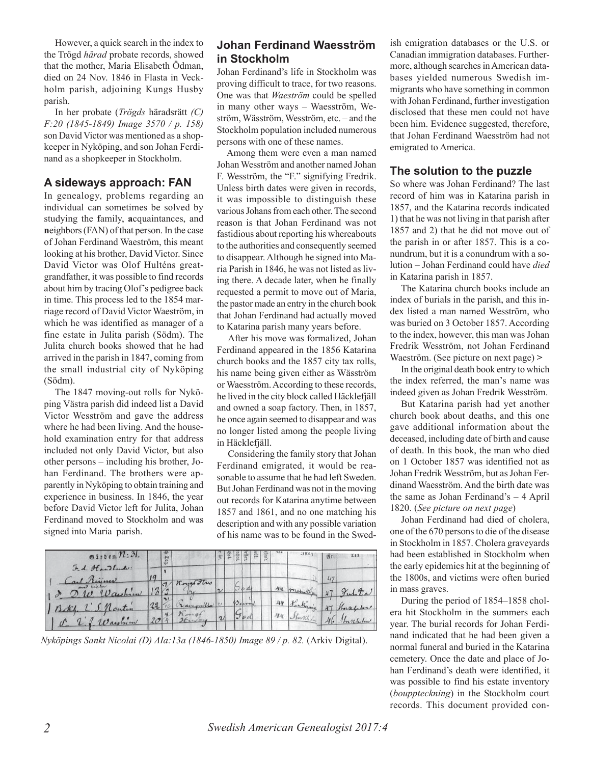However, a quick search in the index to the Trögd *härad* probate records, showed that the mother, Maria Elisabeth Ödman, died on 24 Nov. 1846 in Flasta in Veckholm parish, adjoining Kungs Husby parish.

In her probate (*Trögds* häradsrätt *(C) F:20 (1845-1849) Image 3570 / p. 158)* son David Victor was mentioned as a shopkeeper in Nyköping, and son Johan Ferdinand as a shopkeeper in Stockholm.

## A sideways approach: FAN

In genealogy, problems regarding an individual can sometimes be solved by studying the **f**amily, **a**cquaintances, and **n**eighbors (FAN) of that person. In the case of Johan Ferdinand Waeström, this meant looking at his brother, David Victor. Since David Victor was Olof Hulténs great-grandfather, it was possible to find records about him by tracing Olof's pedigree back in time. This process led to the 1854 marriage record of David Victor Waeström, in which he was identified as manager of a fine estate in Julita parish (Södm). The Julita church books showed that he had arrived in the parish in 1847, coming from the small industrial city of Nyköping (Södm).

The 1847 moving-out rolls for Nyköping Västra parish did indeed list a David Victor Wesström and gave the address where he had been living. And the household examination entry for that address included not only David Victor, but also other persons – including his brother, Johan Ferdinand. The brothers were apparently in Nyköping to obtain training and experience in business. In 1846, the year before David Victor left for Julita, Johan Ferdinand moved to Stockholm and was signed into Maria parish.

*Nyköpings Sankt Nicolai (D) AIa:13a (1846-1850) Image 89 / p. 82.* (Arkiv Digital).

## Johan Ferdinand Waesström in Stockholm

Johan Ferdinand's life in Stockholm was proving difficult to trace, for two reasons. One was that *Waeström* could be spelled in many other ways – Waesström, Weström, Wäsström, Wesström, etc. – and the Stockholm population included numerous persons with one of these names.

Among them were even a man named Johan Wesström and another named Johan F. Wesström, the "F." signifying Fredrik. Unless birth dates were given in records, it was impossible to distinguish these various Johans from each other. The second reason is that Johan Ferdinand was not fastidious about reporting his whereabouts to the authorities and consequently seemed to disappear. Although he signed into Maria Parish in 1846, he was not listed as living there. A decade later, when he finally requested a permit to move out of Maria, the pastor made an entry in the church book that Johan Ferdinand had actually moved to Katarina parish many years before.

After his move was formalized, Johan Ferdinand appeared in the 1856 Katarina church books and the 1857 city tax rolls, his name being given either as Wäsström or Waesström. According to these records, he lived in the city block called Häcklefjäll and owned a soap factory. Then, in 1857, he once again seemed to disappear and was no longer listed among the people living in Häcklefjäll.

Considering the family story that Johan Ferdinand emigrated, it would be reasonable to assume that he had left Sweden. But Johan Ferdinand was not in the moving out records for Katarina anytime between 1857 and 1861, and no one matching his description and with any possible variation of his name was to be found in the Swedish emigration databases or the U.S. or Canadian immigration databases. Furthermore, although searches in American databases yielded numerous Swedish immigrants who have something in common with Johan Ferdinand, further investigation disclosed that these men could not have been him. Evidence suggested, therefore, that Johan Ferdinand Waesström had not emigrated to America.

## The solution to the puzzle

So where was Johan Ferdinand? The last record of him was in Katarina parish in 1857, and the Katarina records indicated 1) that he was not living in that parish after 1857 and 2) that he did not move out of the parish in or after 1857. This is a conundrum, but it is a conundrum with a solution – Johan Ferdinand could have *died* in Katarina parish in 1857.

The Katarina church books include an index of burials in the parish, and this index listed a man named Wesström, who was buried on 3 October 1857. According to the index, however, this man was Johan Fredrik Wesström, not Johan Ferdinand Waeström. (See picture on next page) >

In the original death book entry to which the index referred, the man's name was indeed given as Johan Fredrik Wesström.

But Katarina parish had yet another church book about deaths, and this one gave additional information about the deceased, including date of birth and cause of death. In this book, the man who died on 1 October 1857 was identified not as Johan Fredrik Wesström, but as Johan Ferdinand Waesström. And the birth date was the same as Johan Ferdinand's – 4 April 1820. (*See picture on next page*)

Johan Ferdinand had died of cholera, one of the 670 persons to die of the disease in Stockholm in 1857. Cholera graveyards had been established in Stockholm when the early epidemics hit at the beginning of the 1800s, and victims were often buried in mass graves.

During the period of 1854–1858 cholera hit Stockholm in the summers each year. The burial records for Johan Ferdinand indicated that he had been given a normal funeral and buried in the Katarina cemetery. Once the date and place of Johan Ferdinand's death were identified, it was possible to find his estate inventory (*bouppteckning*) in the Stockholm court records. This document provided con-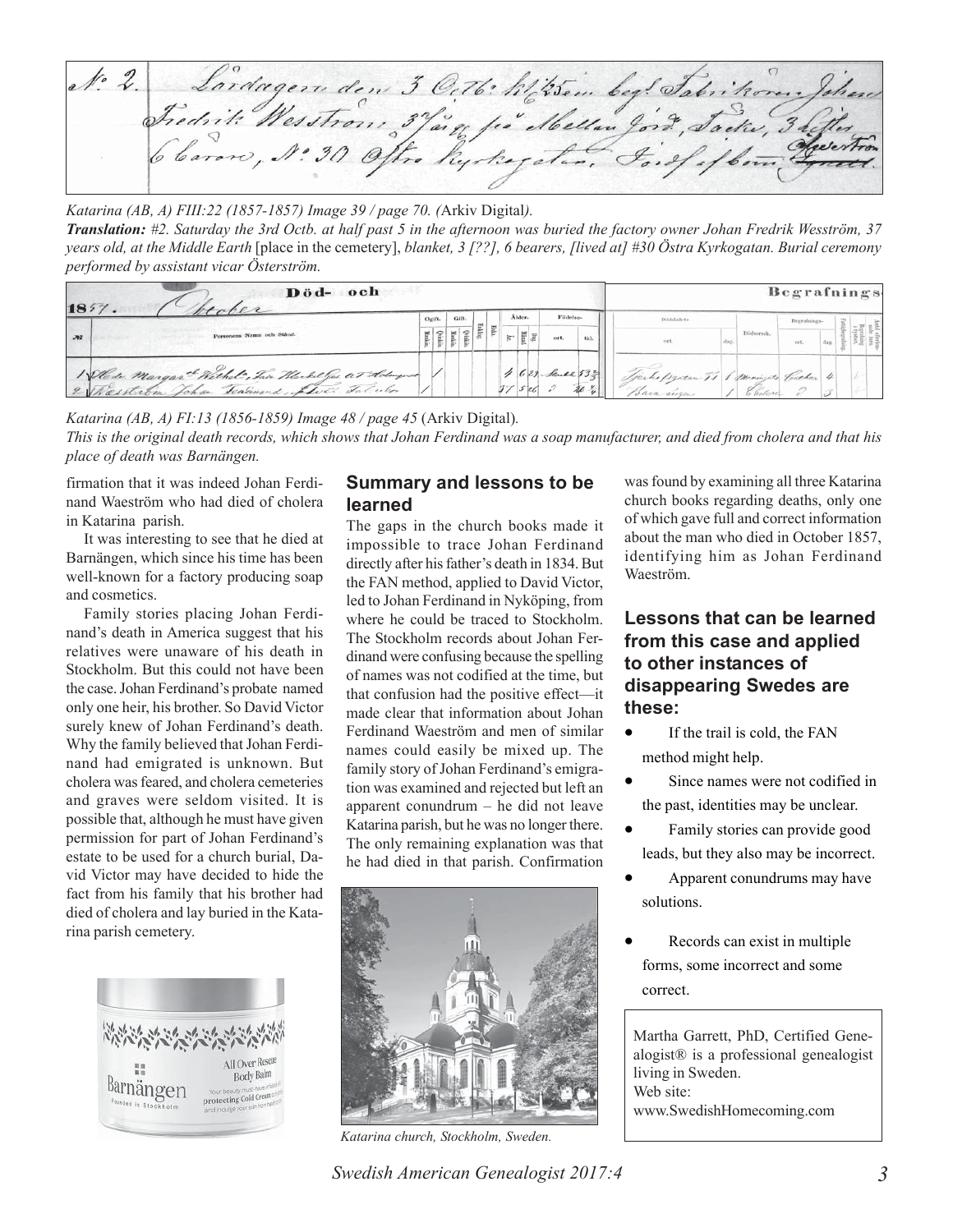*Katarina (AB, A) FIII:22 (1857-1857) Image 39 / page 70. (*Arkiv Digital*).*

***Translation:*** *#2. Saturday the 3rd Octb. at half past 5 in the afternoon was buried the factory owner Johan Fredrik Wesström, 37 years old, at the Middle Earth* [place in the cemetery], *blanket, 3 [??], 6 bearers, [lived at] #30 Östra Kyrkogatan. Burial ceremony performed by assistant vicar Österström.*

*Katarina (AB, A) FI:13 (1856-1859) Image 48 / page 45* (Arkiv Digital).

*This is the original death records, which shows that Johan Ferdinand was a soap manufacturer, and died from cholera and that his place of death was Barnängen.*

firmation that it was indeed Johan Ferdinand Waeström who had died of cholera in Katarina parish.

It was interesting to see that he died at Barnängen, which since his time has been well-known for a factory producing soap and cosmetics.

Family stories placing Johan Ferdinand's death in America suggest that his relatives were unaware of his death in Stockholm. But this could not have been the case. Johan Ferdinand's probate named only one heir, his brother. So David Victor surely knew of Johan Ferdinand's death. Why the family believed that Johan Ferdinand had emigrated is unknown. But cholera was feared, and cholera cemeteries and graves were seldom visited. It is possible that, although he must have given permission for part of Johan Ferdinand's estate to be used for a church burial, David Victor may have decided to hide the fact from his family that his brother had died of cholera and lay buried in the Katarina parish cemetery.

## Summary and lessons to be learned

The gaps in the church books made it impossible to trace Johan Ferdinand directly after his father's death in 1834. But the FAN method, applied to David Victor, led to Johan Ferdinand in Nyköping, from where he could be traced to Stockholm. The Stockholm records about Johan Ferdinand were confusing because the spelling of names was not codified at the time, but that confusion had the positive effect—it made clear that information about Johan Ferdinand Waeström and men of similar names could easily be mixed up. The family story of Johan Ferdinand's emigration was examined and rejected but left an apparent conundrum – he did not leave Katarina parish, but he was no longer there. The only remaining explanation was that he had died in that parish. Confirmation was found by examining all three Katarina church books regarding deaths, only one of which gave full and correct information about the man who died in October 1857, identifying him as Johan Ferdinand Waeström.

*Katarina church, Stockholm, Sweden.*

## Lessons that can be learned from this case and applied to other instances of disappearing Swedes are these:

- If the trail is cold, the FAN method might help.
- Since names were not codified in the past, identities may be unclear.
- Family stories can provide good leads, but they also may be incorrect.
- Apparent conundrums may have solutions.
- Records can exist in multiple forms, some incorrect and some correct.

Martha Garrett, PhD, Certified Genealogist® is a professional genealogist living in Sweden.
Web site:
www.SwedishHomecoming.com